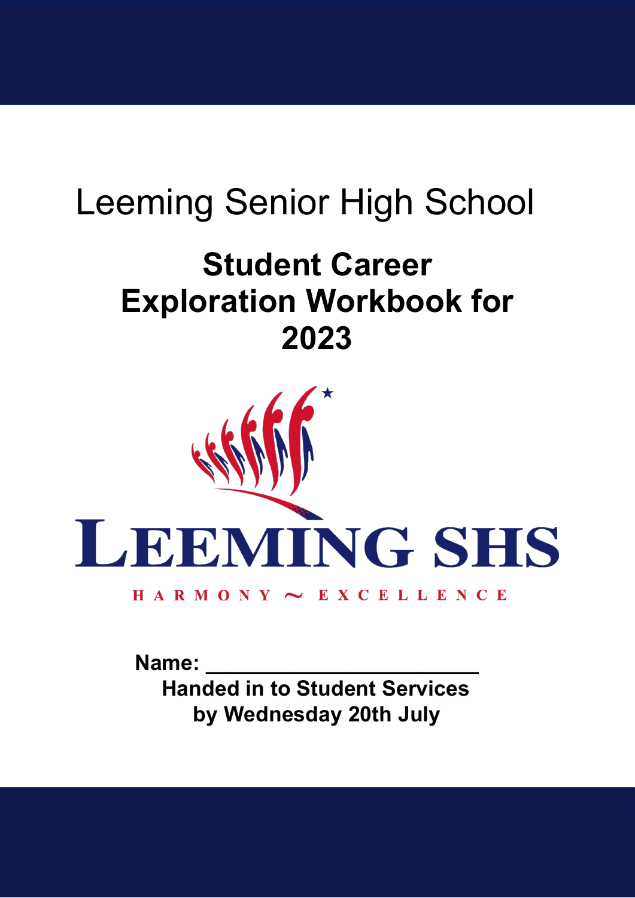# Leeming Senior High School

## Student Career Exploration Workbook for 2023

LEEMING SHS

HARMONY ~ EXCELLENCE

**Name: ______________________**

**Handed in to Student Services by Wednesday 20th July**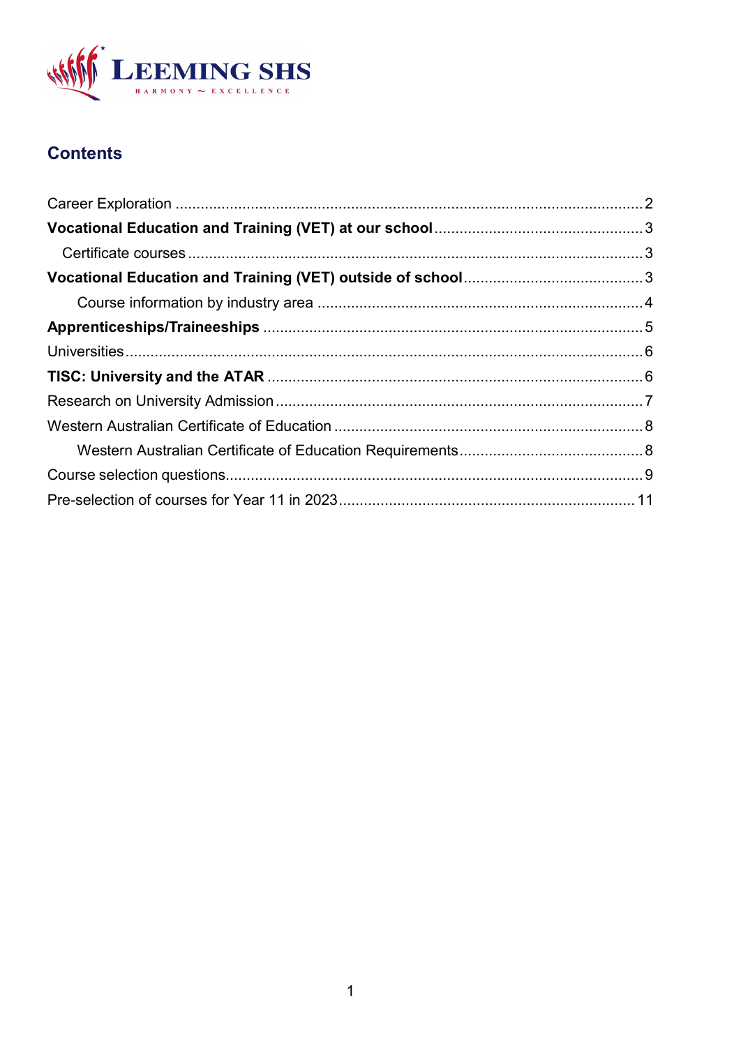**LEEMING SHS**

HARMONY ~ EXCELLENCE

## Contents

Career Exploration ........................................ 2

**Vocational Education and Training (VET) at our school** ........................................ 3

Certificate courses ........................................ 3

**Vocational Education and Training (VET) outside of school** ........................................ 3

Course information by industry area ........................................ 4

**Apprenticeships/Traineeships** ........................................ 5

Universities ........................................ 6

**TISC: University and the ATAR** ........................................ 6

Research on University Admission ........................................ 7

Western Australian Certificate of Education ........................................ 8

Western Australian Certificate of Education Requirements ........................................ 8

Course selection questions ........................................ 9

Pre-selection of courses for Year 11 in 2023 ........................................ 11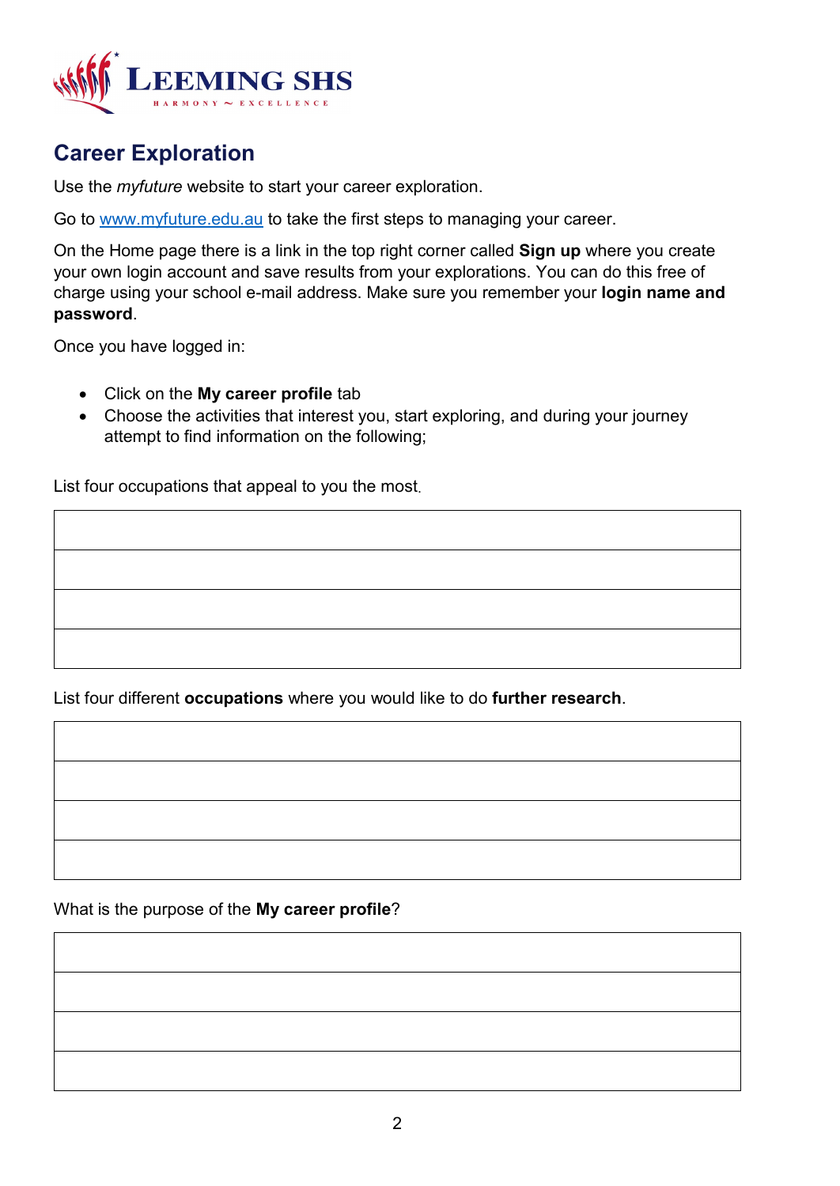LEEMING SHS

HARMONY ~ EXCELLENCE

## Career Exploration

Use the *myfuture* website to start your career exploration.

Go to [www.myfuture.edu.au](http://www.myfuture.edu.au) to take the first steps to managing your career.

On the Home page there is a link in the top right corner called **Sign up** where you create your own login account and save results from your explorations. You can do this free of charge using your school e-mail address. Make sure you remember your **login name and password**.

Once you have logged in:

- Click on the **My career profile** tab
- Choose the activities that interest you, start exploring, and during your journey attempt to find information on the following;

List four occupations that appeal to you the most.

| |
|---|
| |
| |
| |
| |

List four different **occupations** where you would like to do **further research**.

| |
|---|
| |
| |
| |
| |

What is the purpose of the **My career profile**?

| |
|---|
| |
| |
| |
| |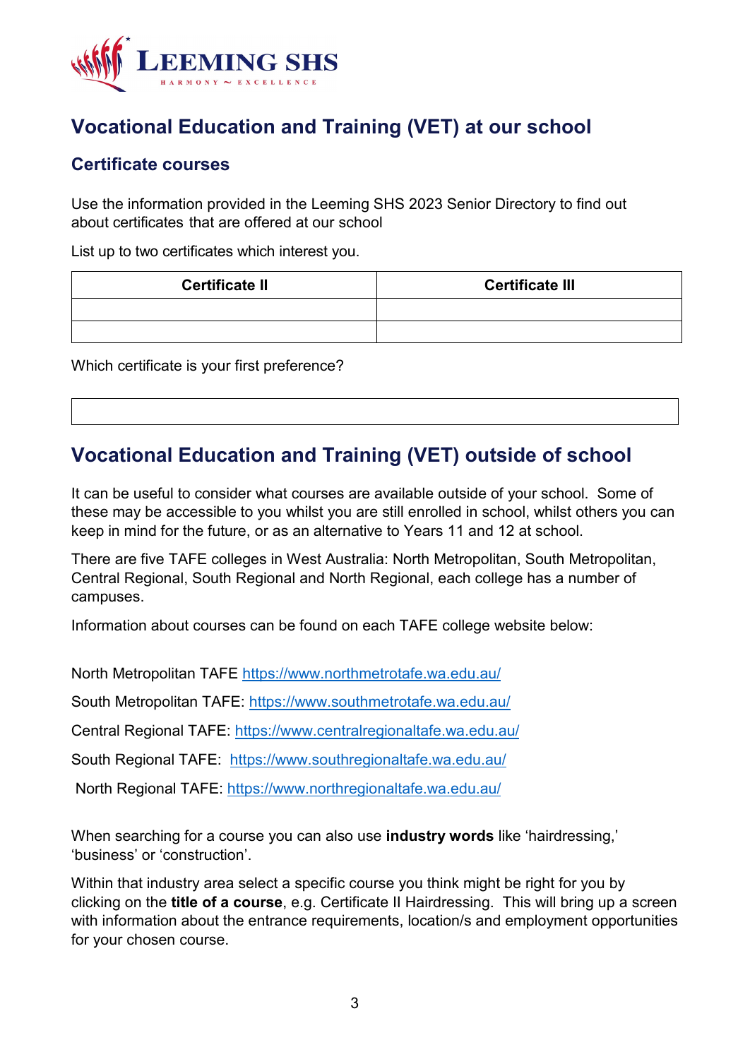**LEEMING SHS**

HARMONY ~ EXCELLENCE

## Vocational Education and Training (VET) at our school

### Certificate courses

Use the information provided in the Leeming SHS 2023 Senior Directory to find out about certificates that are offered at our school

List up to two certificates which interest you.

| Certificate II | Certificate III |
|---|---|
| | |
| | |

Which certificate is your first preference?

| |
|---|
| |

## Vocational Education and Training (VET) outside of school

It can be useful to consider what courses are available outside of your school. Some of these may be accessible to you whilst you are still enrolled in school, whilst others you can keep in mind for the future, or as an alternative to Years 11 and 12 at school.

There are five TAFE colleges in West Australia: North Metropolitan, South Metropolitan, Central Regional, South Regional and North Regional, each college has a number of campuses.

Information about courses can be found on each TAFE college website below:

North Metropolitan TAFE https://www.northmetrotafe.wa.edu.au/

South Metropolitan TAFE: https://www.southmetrotafe.wa.edu.au/

Central Regional TAFE: https://www.centralregionaltafe.wa.edu.au/

South Regional TAFE: https://www.southregionaltafe.wa.edu.au/

North Regional TAFE: https://www.northregionaltafe.wa.edu.au/

When searching for a course you can also use **industry words** like 'hairdressing,' 'business' or 'construction'.

Within that industry area select a specific course you think might be right for you by clicking on the **title of a course**, e.g. Certificate II Hairdressing. This will bring up a screen with information about the entrance requirements, location/s and employment opportunities for your chosen course.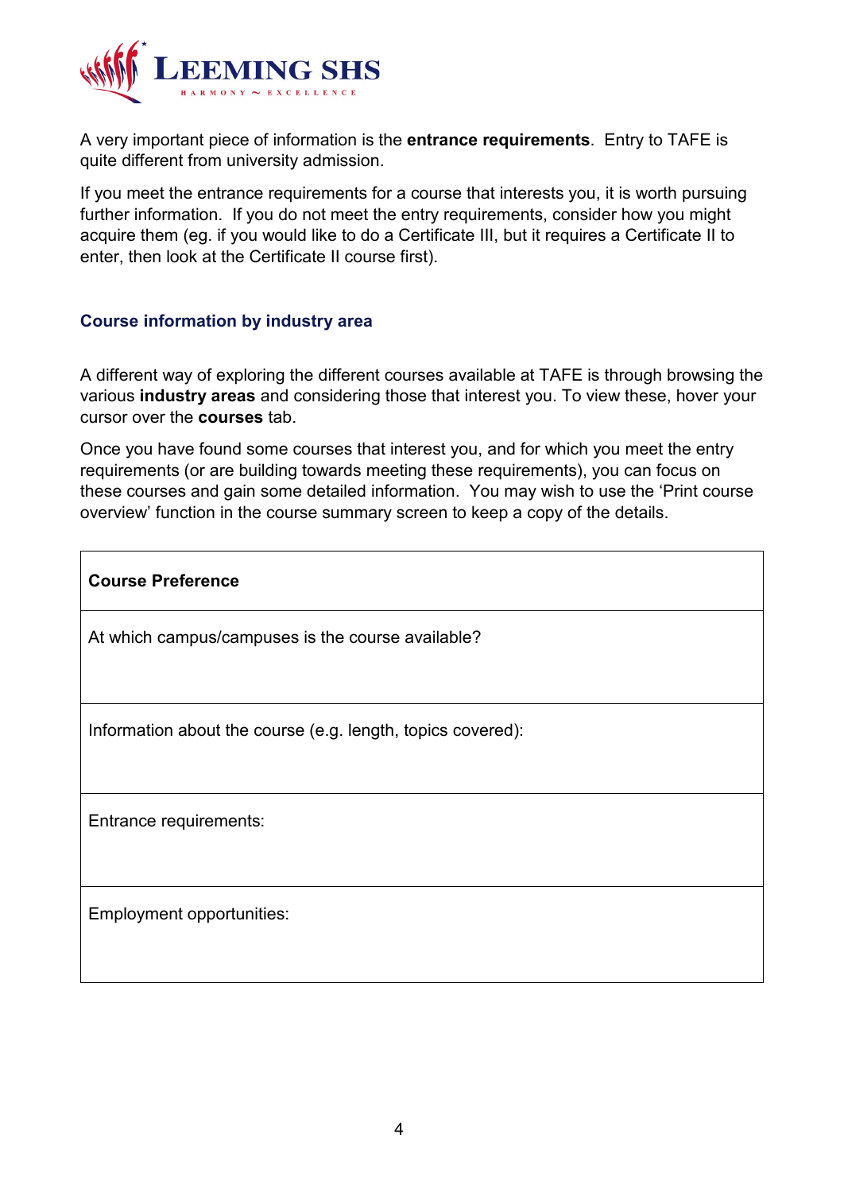A very important piece of information is the **entrance requirements**. Entry to TAFE is quite different from university admission.

If you meet the entrance requirements for a course that interests you, it is worth pursuing further information. If you do not meet the entry requirements, consider how you might acquire them (eg. if you would like to do a Certificate III, but it requires a Certificate II to enter, then look at the Certificate II course first).

### Course information by industry area

A different way of exploring the different courses available at TAFE is through browsing the various **industry areas** and considering those that interest you. To view these, hover your cursor over the **courses** tab.

Once you have found some courses that interest you, and for which you meet the entry requirements (or are building towards meeting these requirements), you can focus on these courses and gain some detailed information. You may wish to use the 'Print course overview' function in the course summary screen to keep a copy of the details.

| **Course Preference** |
| --- |
| At which campus/campuses is the course available? |
| Information about the course (e.g. length, topics covered): |
| Entrance requirements: |
| Employment opportunities: |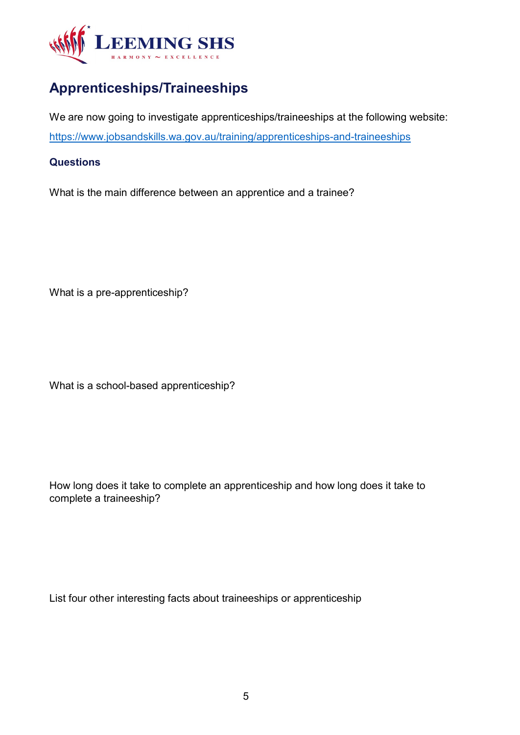## Apprenticeships/Traineeships

We are now going to investigate apprenticeships/traineeships at the following website:

[https://www.jobsandskills.wa.gov.au/training/apprenticeships-and-traineeships](https://www.jobsandskills.wa.gov.au/training/apprenticeships-and-traineeships)

### Questions

What is the main difference between an apprentice and a trainee?

What is a pre-apprenticeship?

What is a school-based apprenticeship?

How long does it take to complete an apprenticeship and how long does it take to complete a traineeship?

List four other interesting facts about traineeships or apprenticeship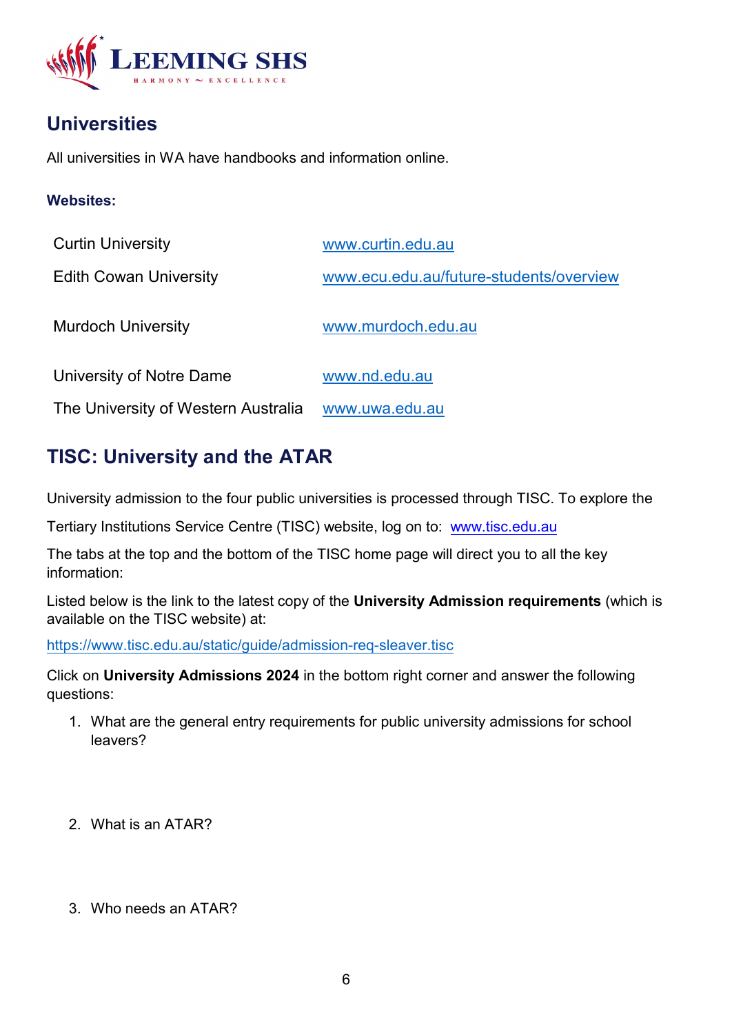## Universities

All universities in WA have handbooks and information online.

**Websites:**

| | |
|---|---|
| Curtin University | www.curtin.edu.au |
| Edith Cowan University | www.ecu.edu.au/future-students/overview |
| Murdoch University | www.murdoch.edu.au |
| University of Notre Dame | www.nd.edu.au |
| The University of Western Australia | www.uwa.edu.au |

## TISC: University and the ATAR

University admission to the four public universities is processed through TISC. To explore the Tertiary Institutions Service Centre (TISC) website, log on to: www.tisc.edu.au

The tabs at the top and the bottom of the TISC home page will direct you to all the key information:

Listed below is the link to the latest copy of the **University Admission requirements** (which is available on the TISC website) at:

https://www.tisc.edu.au/static/guide/admission-req-sleaver.tisc

Click on **University Admissions 2024** in the bottom right corner and answer the following questions:

1. What are the general entry requirements for public university admissions for school leavers?

2. What is an ATAR?

3. Who needs an ATAR?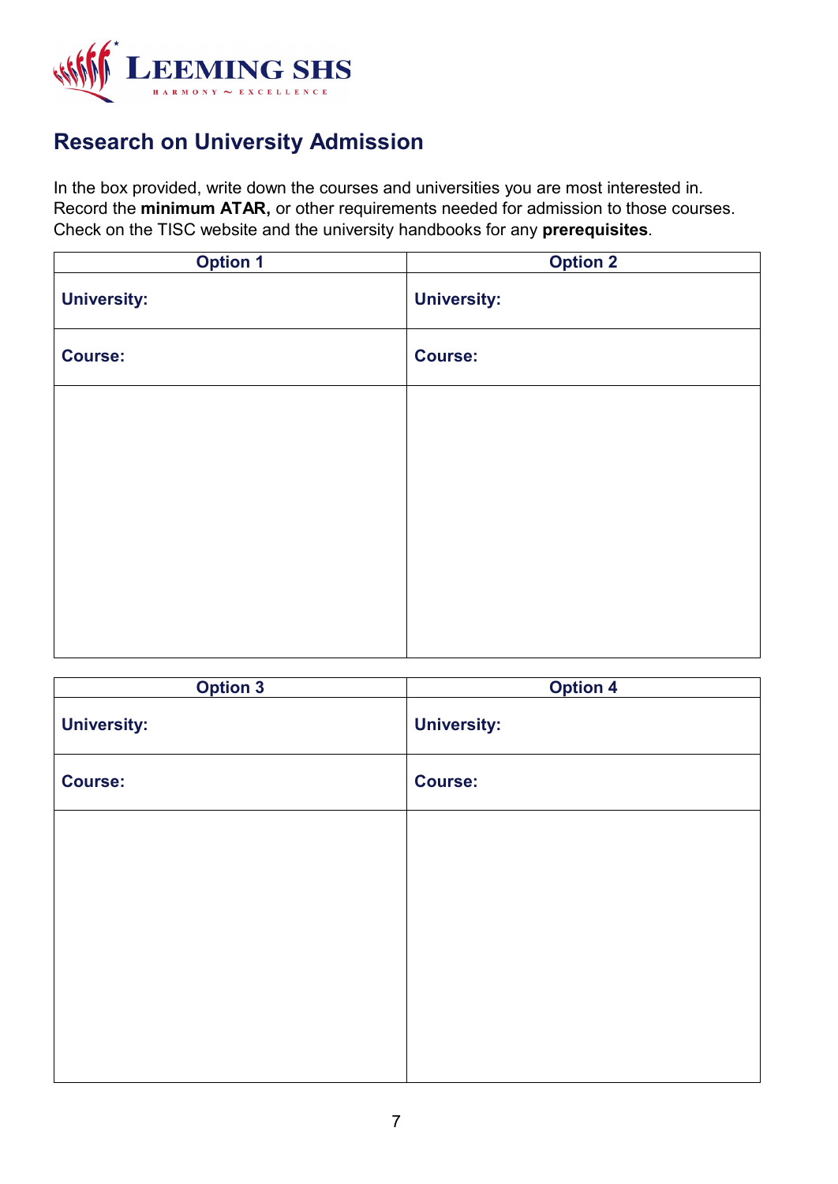## Research on University Admission

In the box provided, write down the courses and universities you are most interested in. Record the **minimum ATAR,** or other requirements needed for admission to those courses. Check on the TISC website and the university handbooks for any **prerequisites**.

| Option 1 | Option 2 |
|---|---|
| **University:** | **University:** |
| **Course:** | **Course:** |
| | |

| Option 3 | Option 4 |
|---|---|
| **University:** | **University:** |
| **Course:** | **Course:** |
| | |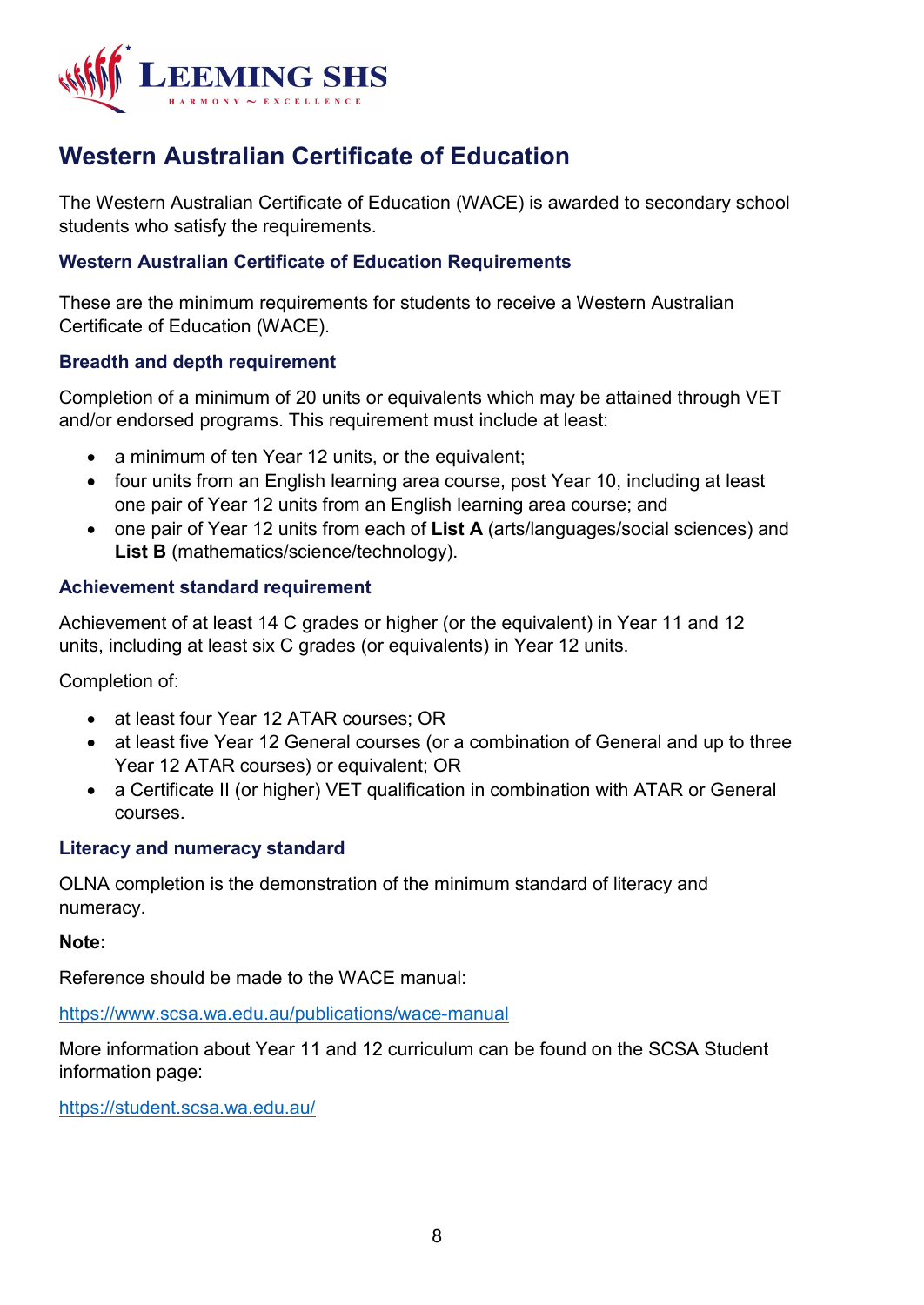# Western Australian Certificate of Education

The Western Australian Certificate of Education (WACE) is awarded to secondary school students who satisfy the requirements.

## Western Australian Certificate of Education Requirements

These are the minimum requirements for students to receive a Western Australian Certificate of Education (WACE).

### Breadth and depth requirement

Completion of a minimum of 20 units or equivalents which may be attained through VET and/or endorsed programs. This requirement must include at least:

- a minimum of ten Year 12 units, or the equivalent;
- four units from an English learning area course, post Year 10, including at least one pair of Year 12 units from an English learning area course; and
- one pair of Year 12 units from each of **List A** (arts/languages/social sciences) and **List B** (mathematics/science/technology).

### Achievement standard requirement

Achievement of at least 14 C grades or higher (or the equivalent) in Year 11 and 12 units, including at least six C grades (or equivalents) in Year 12 units.

Completion of:

- at least four Year 12 ATAR courses; OR
- at least five Year 12 General courses (or a combination of General and up to three Year 12 ATAR courses) or equivalent; OR
- a Certificate II (or higher) VET qualification in combination with ATAR or General courses.

### Literacy and numeracy standard

OLNA completion is the demonstration of the minimum standard of literacy and numeracy.

**Note:**

Reference should be made to the WACE manual:

https://www.scsa.wa.edu.au/publications/wace-manual

More information about Year 11 and 12 curriculum can be found on the SCSA Student information page:

https://student.scsa.wa.edu.au/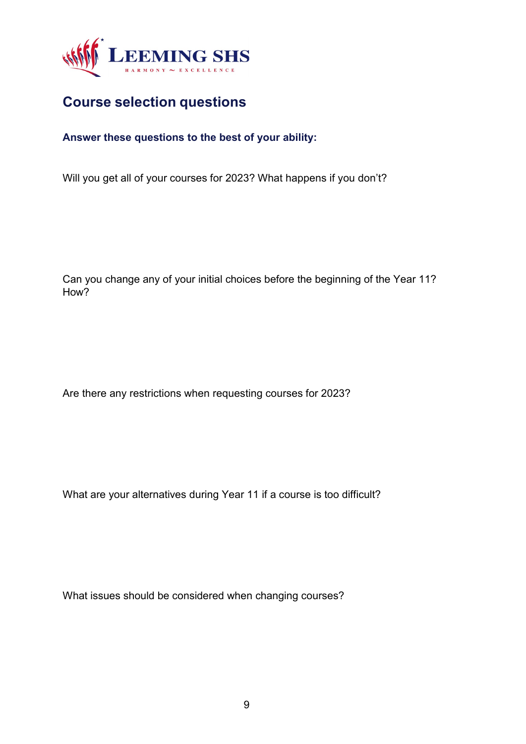## Course selection questions

**Answer these questions to the best of your ability:**

Will you get all of your courses for 2023? What happens if you don't?

Can you change any of your initial choices before the beginning of the Year 11? How?

Are there any restrictions when requesting courses for 2023?

What are your alternatives during Year 11 if a course is too difficult?

What issues should be considered when changing courses?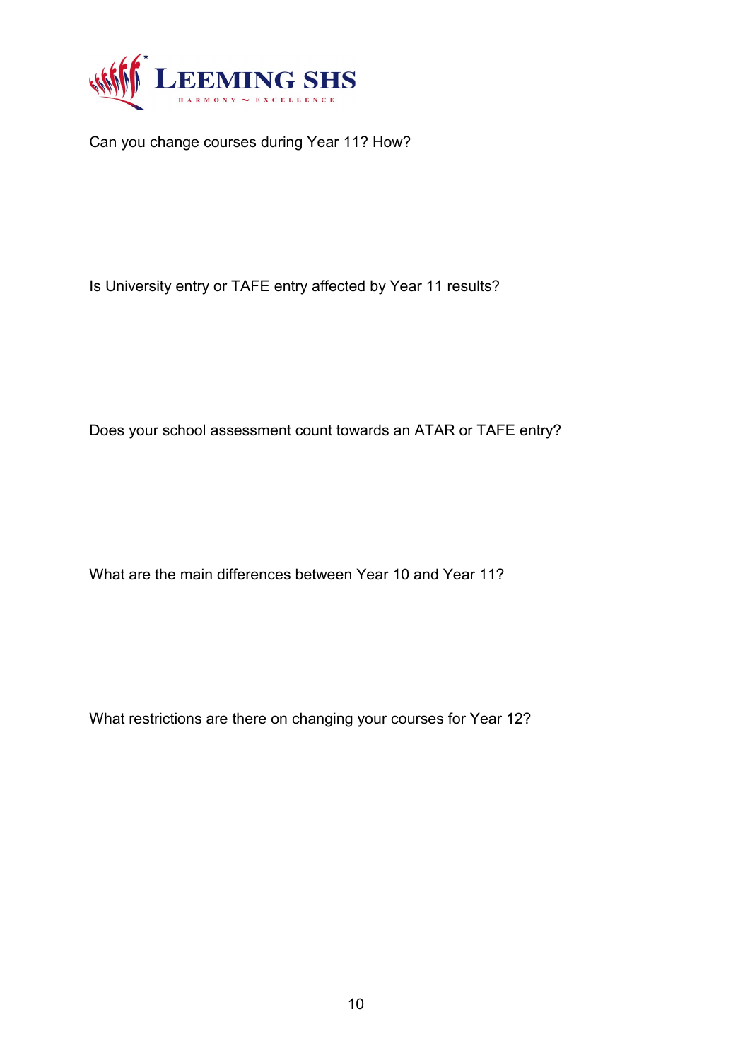Can you change courses during Year 11? How?

Is University entry or TAFE entry affected by Year 11 results?

Does your school assessment count towards an ATAR or TAFE entry?

What are the main differences between Year 10 and Year 11?

What restrictions are there on changing your courses for Year 12?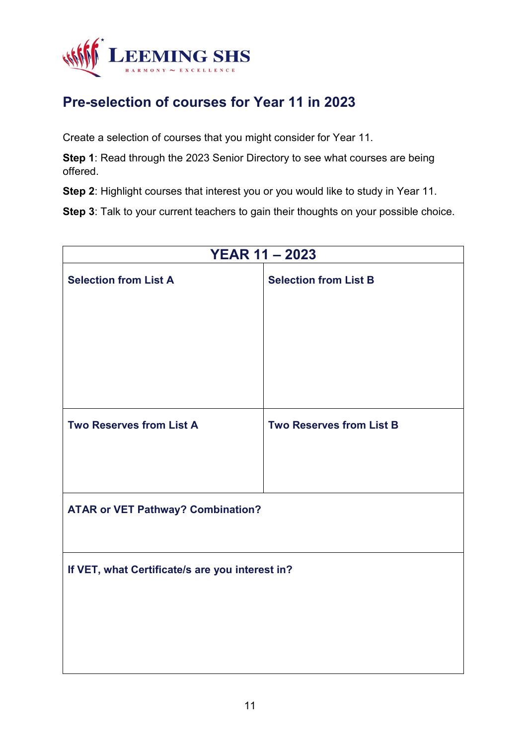**LEEMING SHS**

HARMONY ~ EXCELLENCE

## Pre-selection of courses for Year 11 in 2023

Create a selection of courses that you might consider for Year 11.

**Step 1**: Read through the 2023 Senior Directory to see what courses are being offered.

**Step 2**: Highlight courses that interest you or you would like to study in Year 11.

**Step 3**: Talk to your current teachers to gain their thoughts on your possible choice.

| YEAR 11 – 2023 | |
|---|---|
| **Selection from List A** | **Selection from List B** |
| **Two Reserves from List A** | **Two Reserves from List B** |
| **ATAR or VET Pathway? Combination?** | |
| **If VET, what Certificate/s are you interest in?** | |